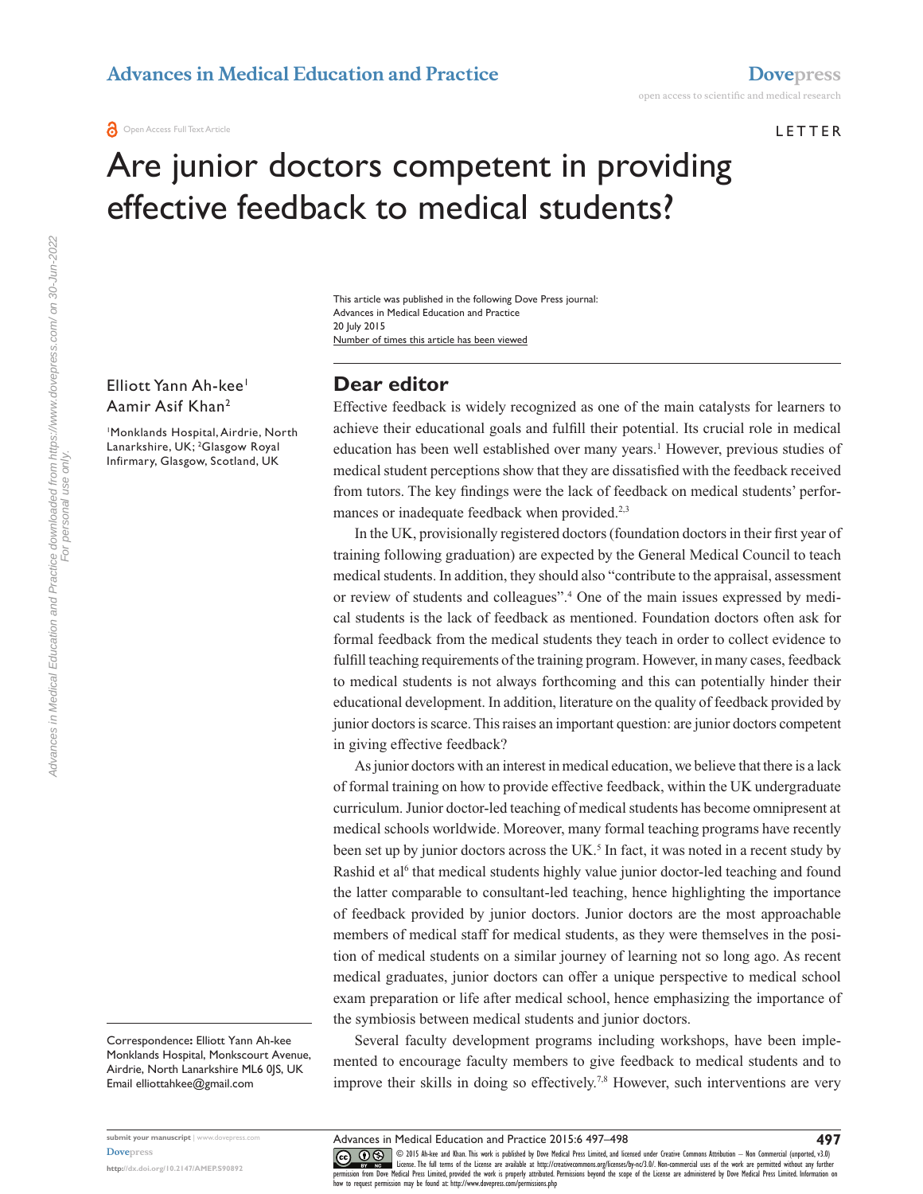LETTER

# Are junior doctors competent in providing effective feedback to medical students?

This article was published in the following Dove Press journal:
Advances in Medical Education and Practice
20 July 2015
Number of times this article has been viewed

Elliott Yann Ah-kee[1]
Aamir Asif Khan[2]

[1]Monklands Hospital, Airdrie, North Lanarkshire, UK; [2]Glasgow Royal Infirmary, Glasgow, Scotland, UK

Correspondence: Elliott Yann Ah-kee
Monklands Hospital, Monkscourt Avenue, Airdrie, North Lanarkshire ML6 0JS, UK
Email elliottahkee@gmail.com

## Dear editor

Effective feedback is widely recognized as one of the main catalysts for learners to achieve their educational goals and fulfill their potential. Its crucial role in medical education has been well established over many years.[1] However, previous studies of medical student perceptions show that they are dissatisfied with the feedback received from tutors. The key findings were the lack of feedback on medical students' performances or inadequate feedback when provided.[2,3]

In the UK, provisionally registered doctors (foundation doctors in their first year of training following graduation) are expected by the General Medical Council to teach medical students. In addition, they should also "contribute to the appraisal, assessment or review of students and colleagues".[4] One of the main issues expressed by medical students is the lack of feedback as mentioned. Foundation doctors often ask for formal feedback from the medical students they teach in order to collect evidence to fulfill teaching requirements of the training program. However, in many cases, feedback to medical students is not always forthcoming and this can potentially hinder their educational development. In addition, literature on the quality of feedback provided by junior doctors is scarce. This raises an important question: are junior doctors competent in giving effective feedback?

As junior doctors with an interest in medical education, we believe that there is a lack of formal training on how to provide effective feedback, within the UK undergraduate curriculum. Junior doctor-led teaching of medical students has become omnipresent at medical schools worldwide. Moreover, many formal teaching programs have recently been set up by junior doctors across the UK.[5] In fact, it was noted in a recent study by Rashid et al[6] that medical students highly value junior doctor-led teaching and found the latter comparable to consultant-led teaching, hence highlighting the importance of feedback provided by junior doctors. Junior doctors are the most approachable members of medical staff for medical students, as they were themselves in the position of medical students on a similar journey of learning not so long ago. As recent medical graduates, junior doctors can offer a unique perspective to medical school exam preparation or life after medical school, hence emphasizing the importance of the symbiosis between medical students and junior doctors.

Several faculty development programs including workshops, have been implemented to encourage faculty members to give feedback to medical students and to improve their skills in doing so effectively.[7,8] However, such interventions are very

© 2015 Ah-kee and Khan. This work is published by Dove Medical Press Limited, and licensed under Creative Commons Attribution – Non Commercial (unported, v3.0) License. The full terms of the License are available at http://creativecommons.org/licenses/by-nc/3.0/. Non-commercial uses of the work are permitted without any further permission from Dove Medical Press Limited, provided the work is properly attributed. Permissions beyond the scope of the License are administered by Dove Medical Press Limited. Information on how to request permission may be found at: http://www.dovepress.com/permissions.php

http://dx.doi.org/10.2147/AMEP.S90892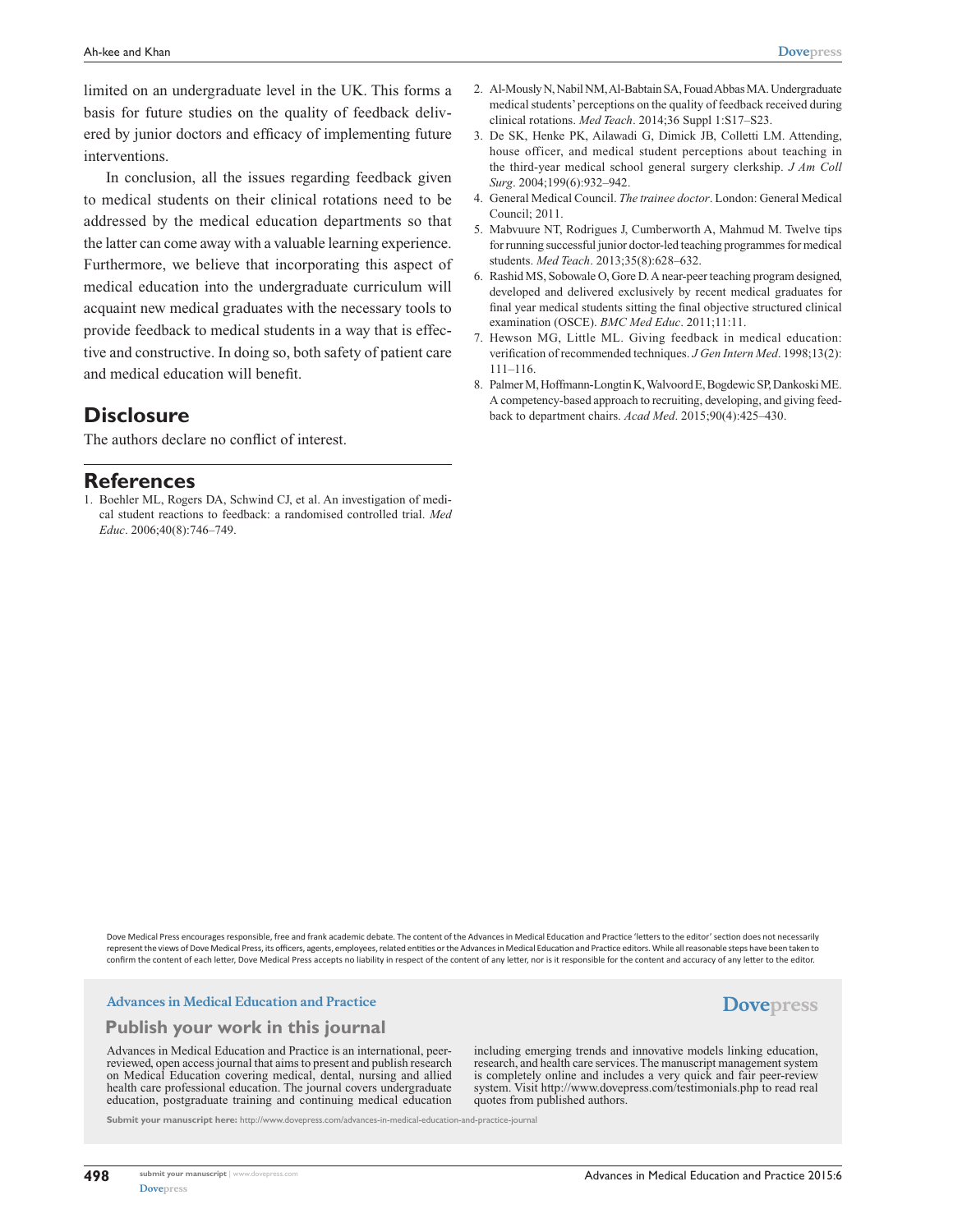limited on an undergraduate level in the UK. This forms a basis for future studies on the quality of feedback delivered by junior doctors and efficacy of implementing future interventions.

In conclusion, all the issues regarding feedback given to medical students on their clinical rotations need to be addressed by the medical education departments so that the latter can come away with a valuable learning experience. Furthermore, we believe that incorporating this aspect of medical education into the undergraduate curriculum will acquaint new medical graduates with the necessary tools to provide feedback to medical students in a way that is effective and constructive. In doing so, both safety of patient care and medical education will benefit.

## Disclosure

The authors declare no conflict of interest.

## References

1. Boehler ML, Rogers DA, Schwind CJ, et al. An investigation of medical student reactions to feedback: a randomised controlled trial. *Med Educ*. 2006;40(8):746–749.
2. Al-Mously N, Nabil NM, Al-Babtain SA, Fouad Abbas MA. Undergraduate medical students' perceptions on the quality of feedback received during clinical rotations. *Med Teach*. 2014;36 Suppl 1:S17–S23.
3. De SK, Henke PK, Ailawadi G, Dimick JB, Colletti LM. Attending, house officer, and medical student perceptions about teaching in the third-year medical school general surgery clerkship. *J Am Coll Surg*. 2004;199(6):932–942.
4. General Medical Council. *The trainee doctor*. London: General Medical Council; 2011.
5. Mabvuure NT, Rodrigues J, Cumberworth A, Mahmud M. Twelve tips for running successful junior doctor-led teaching programmes for medical students. *Med Teach*. 2013;35(8):628–632.
6. Rashid MS, Sobowale O, Gore D. A near-peer teaching program designed, developed and delivered exclusively by recent medical graduates for final year medical students sitting the final objective structured clinical examination (OSCE). *BMC Med Educ*. 2011;11:11.
7. Hewson MG, Little ML. Giving feedback in medical education: verification of recommended techniques. *J Gen Intern Med*. 1998;13(2): 111–116.
8. Palmer M, Hoffmann-Longtin K, Walvoord E, Bogdewic SP, Dankoski ME. A competency-based approach to recruiting, developing, and giving feedback to department chairs. *Acad Med*. 2015;90(4):425–430.

Dove Medical Press encourages responsible, free and frank academic debate. The content of the Advances in Medical Education and Practice 'letters to the editor' section does not necessarily represent the views of Dove Medical Press, its officers, agents, employees, related entities or the Advances in Medical Education and Practice editors. While all reasonable steps have been taken to confirm the content of each letter, Dove Medical Press accepts no liability in respect of the content of any letter, nor is it responsible for the content and accuracy of any letter to the editor.

**Advances in Medical Education and Practice**

### Publish your work in this journal

Advances in Medical Education and Practice is an international, peer-reviewed, open access journal that aims to present and publish research on Medical Education covering medical, dental, nursing and allied health care professional education. The journal covers undergraduate education, postgraduate training and continuing medical education including emerging trends and innovative models linking education, research, and health care services. The manuscript management system is completely online and includes a very quick and fair peer-review system. Visit http://www.dovepress.com/testimonials.php to read real quotes from published authors.

**Submit your manuscript here:** http://www.dovepress.com/advances-in-medical-education-and-practice-journal